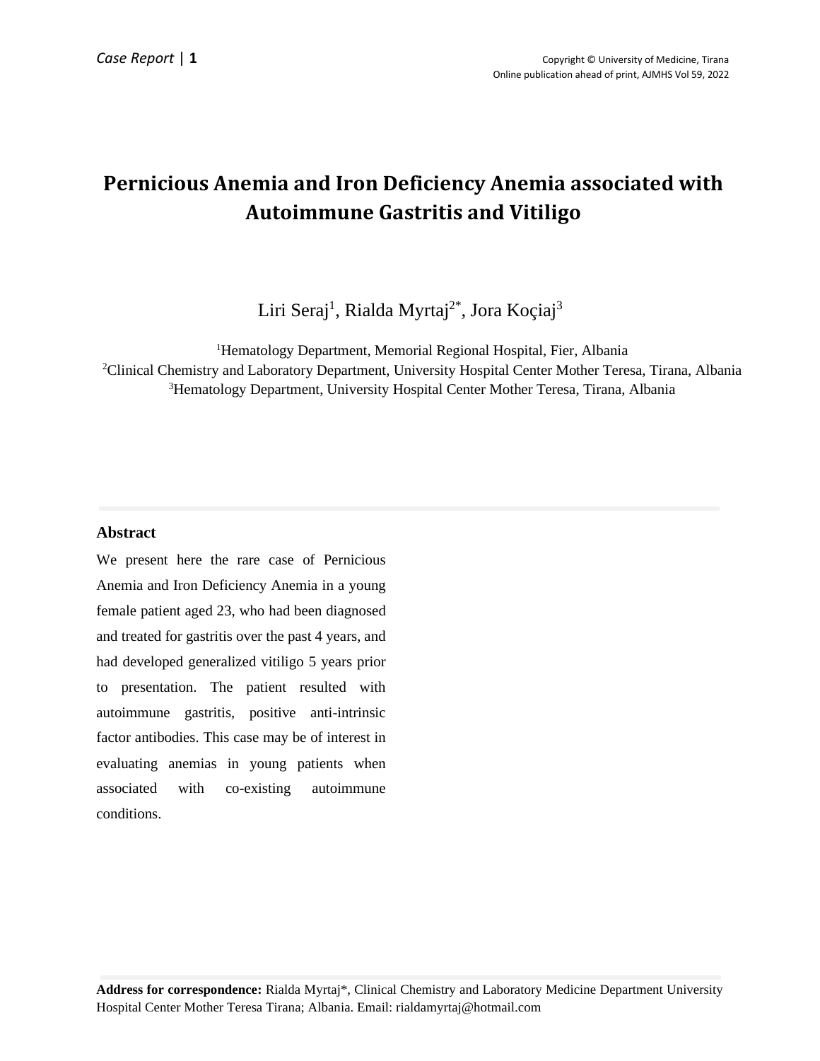# Pernicious Anemia and Iron Deficiency Anemia associated with Autoimmune Gastritis and Vitiligo

Liri Seraj[1], Rialda Myrtaj[2*], Jora Koçiaj[3]

[1]Hematology Department, Memorial Regional Hospital, Fier, Albania
[2]Clinical Chemistry and Laboratory Department, University Hospital Center Mother Teresa, Tirana, Albania
[3]Hematology Department, University Hospital Center Mother Teresa, Tirana, Albania

## Abstract

We present here the rare case of Pernicious Anemia and Iron Deficiency Anemia in a young female patient aged 23, who had been diagnosed and treated for gastritis over the past 4 years, and had developed generalized vitiligo 5 years prior to presentation. The patient resulted with autoimmune gastritis, positive anti-intrinsic factor antibodies. This case may be of interest in evaluating anemias in young patients when associated with co-existing autoimmune conditions.

**Address for correspondence:** Rialda Myrtaj*, Clinical Chemistry and Laboratory Medicine Department University Hospital Center Mother Teresa Tirana; Albania. Email: rialdamyrtaj@hotmail.com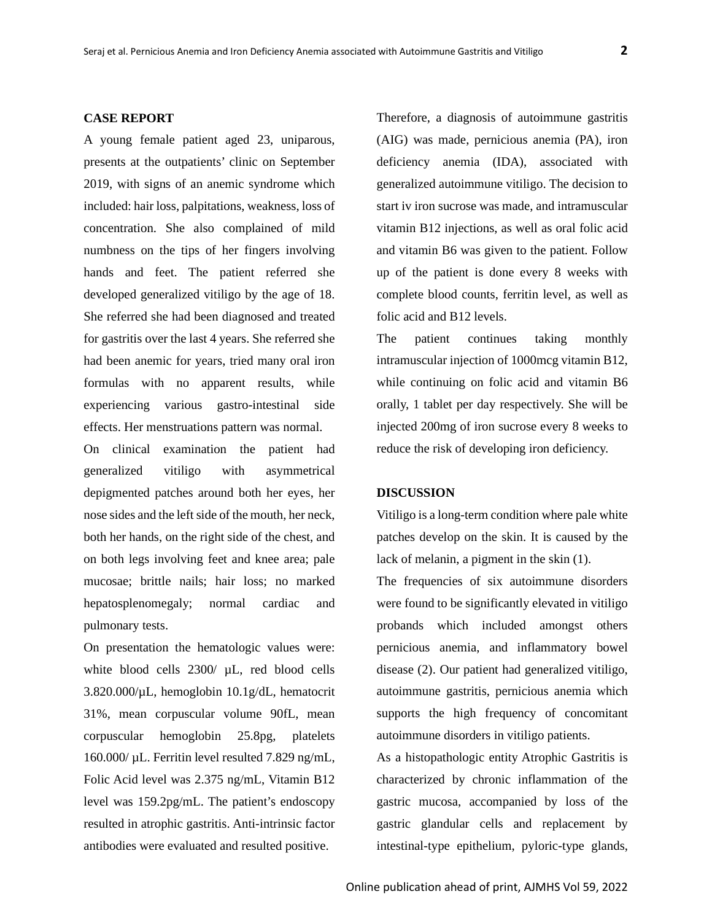## CASE REPORT

A young female patient aged 23, uniparous, presents at the outpatients' clinic on September 2019, with signs of an anemic syndrome which included: hair loss, palpitations, weakness, loss of concentration. She also complained of mild numbness on the tips of her fingers involving hands and feet. The patient referred she developed generalized vitiligo by the age of 18. She referred she had been diagnosed and treated for gastritis over the last 4 years. She referred she had been anemic for years, tried many oral iron formulas with no apparent results, while experiencing various gastro-intestinal side effects. Her menstruations pattern was normal.

On clinical examination the patient had generalized vitiligo with asymmetrical depigmented patches around both her eyes, her nose sides and the left side of the mouth, her neck, both her hands, on the right side of the chest, and on both legs involving feet and knee area; pale mucosae; brittle nails; hair loss; no marked hepatosplenomegaly; normal cardiac and pulmonary tests.

On presentation the hematologic values were: white blood cells 2300/ µL, red blood cells 3.820.000/µL, hemoglobin 10.1g/dL, hematocrit 31%, mean corpuscular volume 90fL, mean corpuscular hemoglobin 25.8pg, platelets 160.000/ µL. Ferritin level resulted 7.829 ng/mL, Folic Acid level was 2.375 ng/mL, Vitamin B12 level was 159.2pg/mL. The patient's endoscopy resulted in atrophic gastritis. Anti-intrinsic factor antibodies were evaluated and resulted positive.

Therefore, a diagnosis of autoimmune gastritis (AIG) was made, pernicious anemia (PA), iron deficiency anemia (IDA), associated with generalized autoimmune vitiligo. The decision to start iv iron sucrose was made, and intramuscular vitamin B12 injections, as well as oral folic acid and vitamin B6 was given to the patient. Follow up of the patient is done every 8 weeks with complete blood counts, ferritin level, as well as folic acid and B12 levels.

The patient continues taking monthly intramuscular injection of 1000mcg vitamin B12, while continuing on folic acid and vitamin B6 orally, 1 tablet per day respectively. She will be injected 200mg of iron sucrose every 8 weeks to reduce the risk of developing iron deficiency.

## DISCUSSION

Vitiligo is a long-term condition where pale white patches develop on the skin. It is caused by the lack of melanin, a pigment in the skin (1).

The frequencies of six autoimmune disorders were found to be significantly elevated in vitiligo probands which included amongst others pernicious anemia, and inflammatory bowel disease (2). Our patient had generalized vitiligo, autoimmune gastritis, pernicious anemia which supports the high frequency of concomitant autoimmune disorders in vitiligo patients.

As a histopathologic entity Atrophic Gastritis is characterized by chronic inflammation of the gastric mucosa, accompanied by loss of the gastric glandular cells and replacement by intestinal-type epithelium, pyloric-type glands,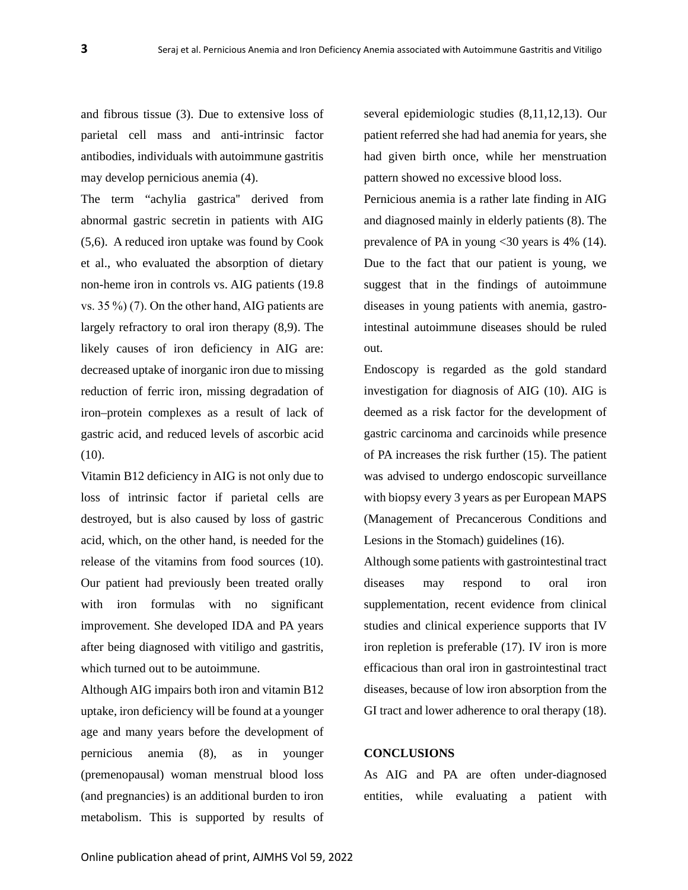and fibrous tissue (3). Due to extensive loss of parietal cell mass and anti-intrinsic factor antibodies, individuals with autoimmune gastritis may develop pernicious anemia (4).

The term "achylia gastrica" derived from abnormal gastric secretin in patients with AIG (5,6). A reduced iron uptake was found by Cook et al., who evaluated the absorption of dietary non-heme iron in controls vs. AIG patients (19.8 vs. 35 %) (7). On the other hand, AIG patients are largely refractory to oral iron therapy (8,9). The likely causes of iron deficiency in AIG are: decreased uptake of inorganic iron due to missing reduction of ferric iron, missing degradation of iron–protein complexes as a result of lack of gastric acid, and reduced levels of ascorbic acid (10).

Vitamin B12 deficiency in AIG is not only due to loss of intrinsic factor if parietal cells are destroyed, but is also caused by loss of gastric acid, which, on the other hand, is needed for the release of the vitamins from food sources (10). Our patient had previously been treated orally with iron formulas with no significant improvement. She developed IDA and PA years after being diagnosed with vitiligo and gastritis, which turned out to be autoimmune.

Although AIG impairs both iron and vitamin B12 uptake, iron deficiency will be found at a younger age and many years before the development of pernicious anemia (8), as in younger (premenopausal) woman menstrual blood loss (and pregnancies) is an additional burden to iron metabolism. This is supported by results of several epidemiologic studies (8,11,12,13). Our patient referred she had had anemia for years, she had given birth once, while her menstruation pattern showed no excessive blood loss.

Pernicious anemia is a rather late finding in AIG and diagnosed mainly in elderly patients (8). The prevalence of PA in young <30 years is 4% (14). Due to the fact that our patient is young, we suggest that in the findings of autoimmune diseases in young patients with anemia, gastro-intestinal autoimmune diseases should be ruled out.

Endoscopy is regarded as the gold standard investigation for diagnosis of AIG (10). AIG is deemed as a risk factor for the development of gastric carcinoma and carcinoids while presence of PA increases the risk further (15). The patient was advised to undergo endoscopic surveillance with biopsy every 3 years as per European MAPS (Management of Precancerous Conditions and Lesions in the Stomach) guidelines (16).

Although some patients with gastrointestinal tract diseases may respond to oral iron supplementation, recent evidence from clinical studies and clinical experience supports that IV iron repletion is preferable (17). IV iron is more efficacious than oral iron in gastrointestinal tract diseases, because of low iron absorption from the GI tract and lower adherence to oral therapy (18).

## CONCLUSIONS

As AIG and PA are often under-diagnosed entities, while evaluating a patient with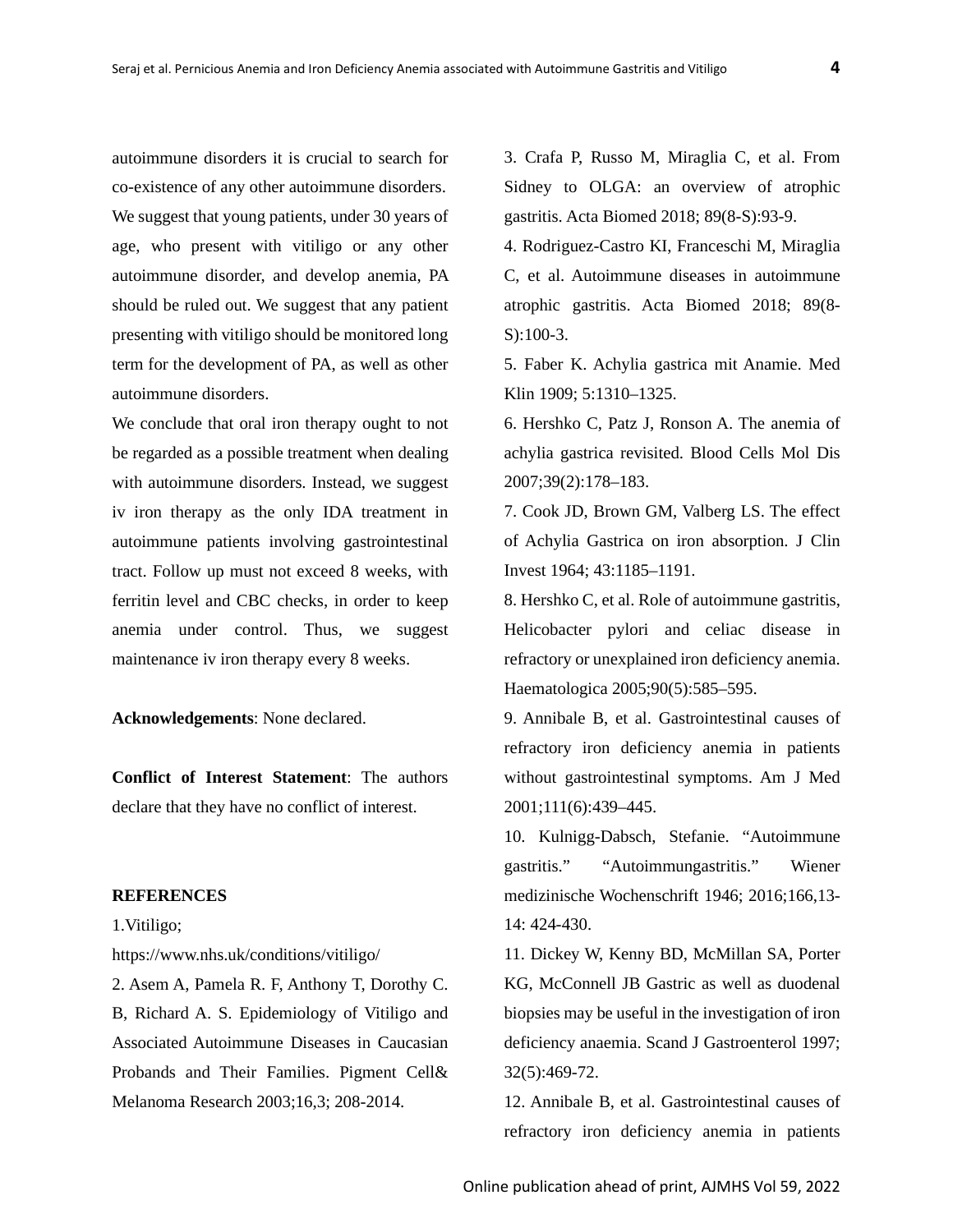autoimmune disorders it is crucial to search for co-existence of any other autoimmune disorders. We suggest that young patients, under 30 years of age, who present with vitiligo or any other autoimmune disorder, and develop anemia, PA should be ruled out. We suggest that any patient presenting with vitiligo should be monitored long term for the development of PA, as well as other autoimmune disorders.

We conclude that oral iron therapy ought to not be regarded as a possible treatment when dealing with autoimmune disorders. Instead, we suggest iv iron therapy as the only IDA treatment in autoimmune patients involving gastrointestinal tract. Follow up must not exceed 8 weeks, with ferritin level and CBC checks, in order to keep anemia under control. Thus, we suggest maintenance iv iron therapy every 8 weeks.

**Acknowledgements**: None declared.

**Conflict of Interest Statement**: The authors declare that they have no conflict of interest.

**REFERENCES**

1.Vitiligo; https://www.nhs.uk/conditions/vitiligo/

2. Asem A, Pamela R. F, Anthony T, Dorothy C. B, Richard A. S. Epidemiology of Vitiligo and Associated Autoimmune Diseases in Caucasian Probands and Their Families. Pigment Cell& Melanoma Research 2003;16,3; 208-2014.

3. Crafa P, Russo M, Miraglia C, et al. From Sidney to OLGA: an overview of atrophic gastritis. Acta Biomed 2018; 89(8-S):93-9.

4. Rodriguez-Castro KI, Franceschi M, Miraglia C, et al. Autoimmune diseases in autoimmune atrophic gastritis. Acta Biomed 2018; 89(8-S):100-3.

5. Faber K. Achylia gastrica mit Anamie. Med Klin 1909; 5:1310–1325.

6. Hershko C, Patz J, Ronson A. The anemia of achylia gastrica revisited. Blood Cells Mol Dis 2007;39(2):178–183.

7. Cook JD, Brown GM, Valberg LS. The effect of Achylia Gastrica on iron absorption. J Clin Invest 1964; 43:1185–1191.

8. Hershko C, et al. Role of autoimmune gastritis, Helicobacter pylori and celiac disease in refractory or unexplained iron deficiency anemia. Haematologica 2005;90(5):585–595.

9. Annibale B, et al. Gastrointestinal causes of refractory iron deficiency anemia in patients without gastrointestinal symptoms. Am J Med 2001;111(6):439–445.

10. Kulnigg-Dabsch, Stefanie. “Autoimmune gastritis.” “Autoimmungastritis.” Wiener medizinische Wochenschrift 1946; 2016;166,13-14: 424-430.

11. Dickey W, Kenny BD, McMillan SA, Porter KG, McConnell JB Gastric as well as duodenal biopsies may be useful in the investigation of iron deficiency anaemia. Scand J Gastroenterol 1997; 32(5):469-72.

12. Annibale B, et al. Gastrointestinal causes of refractory iron deficiency anemia in patients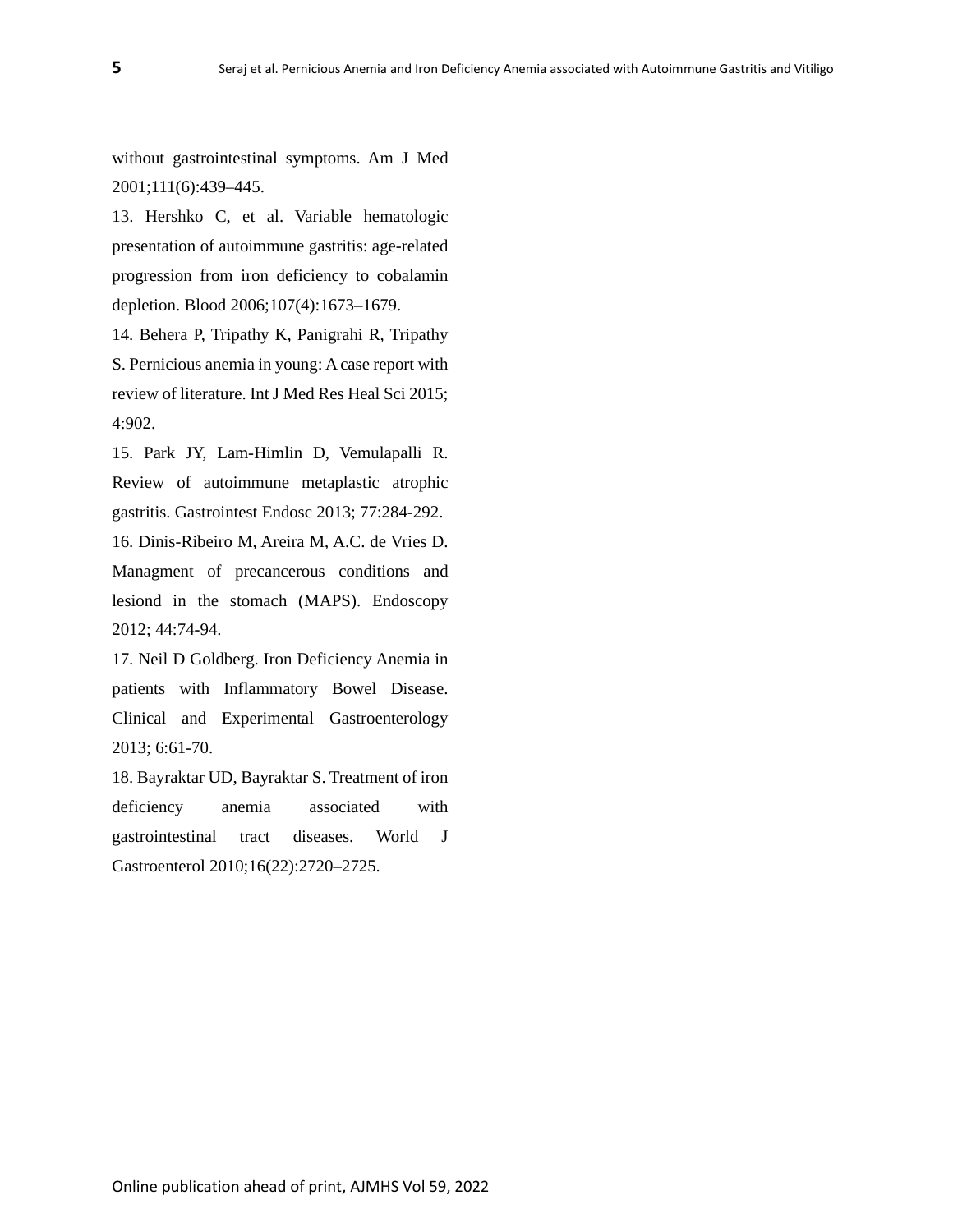without gastrointestinal symptoms. Am J Med 2001;111(6):439–445.

13. Hershko C, et al. Variable hematologic presentation of autoimmune gastritis: age-related progression from iron deficiency to cobalamin depletion. Blood 2006;107(4):1673–1679.

14. Behera P, Tripathy K, Panigrahi R, Tripathy S. Pernicious anemia in young: A case report with review of literature. Int J Med Res Heal Sci 2015; 4:902.

15. Park JY, Lam-Himlin D, Vemulapalli R. Review of autoimmune metaplastic atrophic gastritis. Gastrointest Endosc 2013; 77:284-292.

16. Dinis-Ribeiro M, Areira M, A.C. de Vries D. Managment of precancerous conditions and lesiond in the stomach (MAPS). Endoscopy 2012; 44:74-94.

17. Neil D Goldberg. Iron Deficiency Anemia in patients with Inflammatory Bowel Disease. Clinical and Experimental Gastroenterology 2013; 6:61-70.

18. Bayraktar UD, Bayraktar S. Treatment of iron deficiency anemia associated with gastrointestinal tract diseases. World J Gastroenterol 2010;16(22):2720–2725.